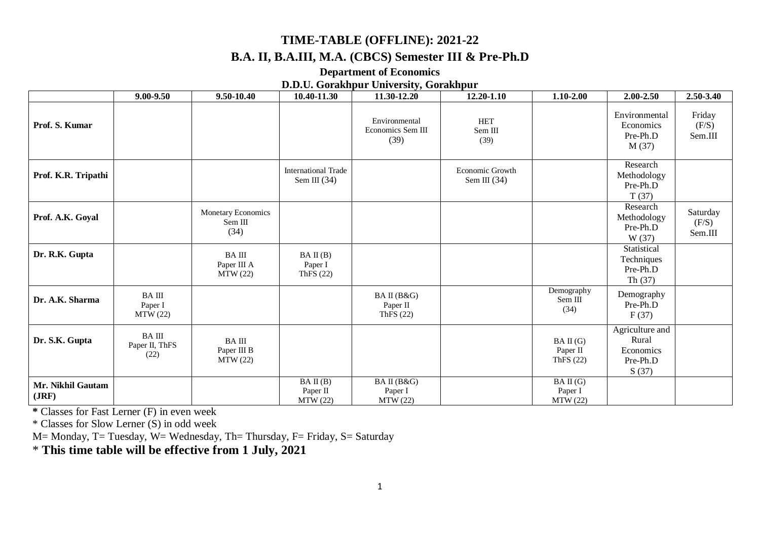# TIME-TABLE (OFFLINE): 2021-22

## B.A. II, B.A.III, M.A. (CBCS) Semester III & Pre-Ph.D

### Department of Economics

### D.D.U. Gorakhpur University, Gorakhpur

| | 9.00-9.50 | 9.50-10.40 | 10.40-11.30 | 11.30-12.20 | 12.20-1.10 | 1.10-2.00 | 2.00-2.50 | 2.50-3.40 |
|---|---|---|---|---|---|---|---|---|
| **Prof. S. Kumar** | | | | Environmental Economics Sem III (39) | HET Sem III (39) | | Environmental Economics Pre-Ph.D M (37) | Friday (F/S) Sem.III |
| **Prof. K.R. Tripathi** | | | International Trade Sem III (34) | | Economic Growth Sem III (34) | | Research Methodology Pre-Ph.D T (37) | |
| **Prof. A.K. Goyal** | | Monetary Economics Sem III (34) | | | | | Research Methodology Pre-Ph.D W (37) | Saturday (F/S) Sem.III |
| **Dr. R.K. Gupta** | | BA III Paper III A MTW (22) | BA II (B) Paper I ThFS (22) | | | | Statistical Techniques Pre-Ph.D Th (37) | |
| **Dr. A.K. Sharma** | BA III Paper I MTW (22) | | | BA II (B&G) Paper II ThFS (22) | | Demography Sem III (34) | Demography Pre-Ph.D F (37) | |
| **Dr. S.K. Gupta** | BA III Paper II, ThFS (22) | BA III Paper III B MTW (22) | | | | BA II (G) Paper II ThFS (22) | Agriculture and Rural Economics Pre-Ph.D S (37) | |
| **Mr. Nikhil Gautam (JRF)** | | | BA II (B) Paper II MTW (22) | BA II (B&G) Paper I MTW (22) | | BA II (G) Paper I MTW (22) | | |

**\*** Classes for Fast Lerner (F) in even week

\* Classes for Slow Lerner (S) in odd week

M= Monday, T= Tuesday, W= Wednesday, Th= Thursday, F= Friday, S= Saturday

\* **This time table will be effective from 1 July, 2021**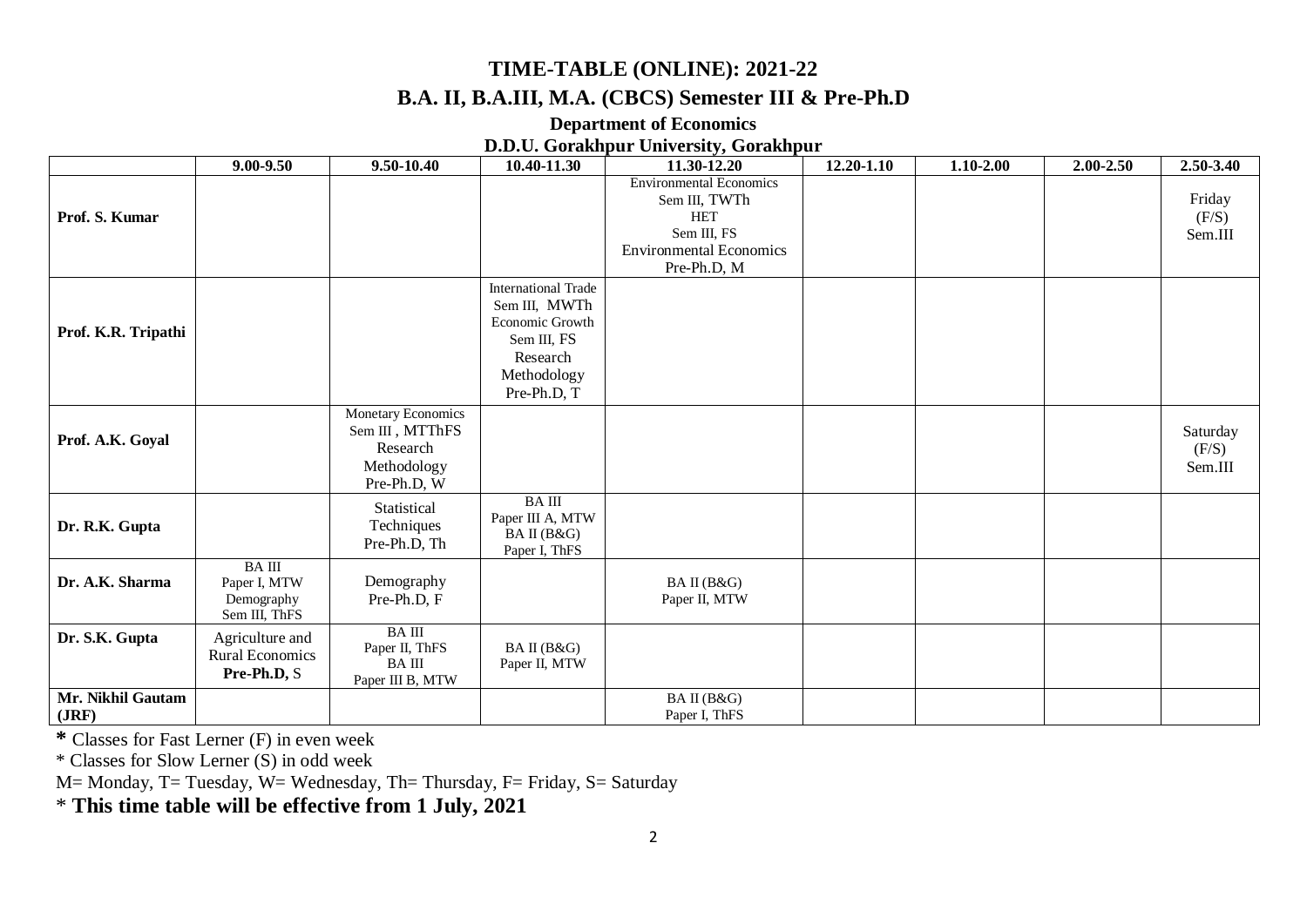# TIME-TABLE (ONLINE): 2021-22

## B.A. II, B.A.III, M.A. (CBCS) Semester III & Pre-Ph.D

### Department of Economics

### D.D.U. Gorakhpur University, Gorakhpur

| | 9.00-9.50 | 9.50-10.40 | 10.40-11.30 | 11.30-12.20 | 12.20-1.10 | 1.10-2.00 | 2.00-2.50 | 2.50-3.40 |
|---|---|---|---|---|---|---|---|---|
| **Prof. S. Kumar** | | | | Environmental Economics Sem III, TWTh HET Sem III, FS Environmental Economics Pre-Ph.D, M | | | | Friday (F/S) Sem.III |
| **Prof. K.R. Tripathi** | | | International Trade Sem III, MWTh Economic Growth Sem III, FS Research Methodology Pre-Ph.D, T | | | | | |
| **Prof. A.K. Goyal** | | Monetary Economics Sem III , MTThFS Research Methodology Pre-Ph.D, W | | | | | | Saturday (F/S) Sem.III |
| **Dr. R.K. Gupta** | | Statistical Techniques Pre-Ph.D, Th | BA III Paper III A, MTW BA II (B&G) Paper I, ThFS | | | | | |
| **Dr. A.K. Sharma** | BA III Paper I, MTW Demography Sem III, ThFS | Demography Pre-Ph.D, F | | BA II (B&G) Paper II, MTW | | | | |
| **Dr. S.K. Gupta** | Agriculture and Rural Economics **Pre-Ph.D,** S | BA III Paper II, ThFS BA III Paper III B, MTW | BA II (B&G) Paper II, MTW | | | | | |
| **Mr. Nikhil Gautam (JRF)** | | | | BA II (B&G) Paper I, ThFS | | | | |

**\*** Classes for Fast Lerner (F) in even week

\* Classes for Slow Lerner (S) in odd week

M= Monday, T= Tuesday, W= Wednesday, Th= Thursday, F= Friday, S= Saturday

\* **This time table will be effective from 1 July, 2021**